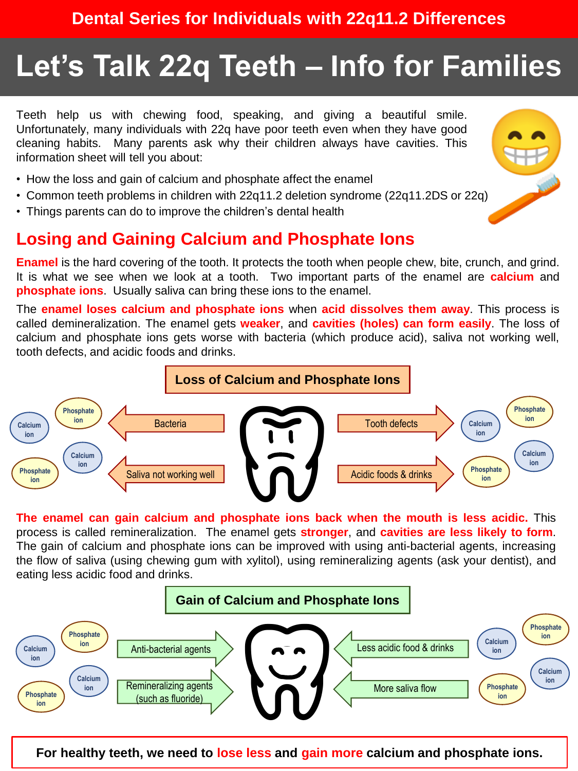Dental Series for Individuals with 22q11.2 Differences

# Let's Talk 22q Teeth – Info for Families

Teeth help us with chewing food, speaking, and giving a beautiful smile. Unfortunately, many individuals with 22q have poor teeth even when they have good cleaning habits. Many parents ask why their children always have cavities. This information sheet will tell you about:

- How the loss and gain of calcium and phosphate affect the enamel
- Common teeth problems in children with 22q11.2 deletion syndrome (22q11.2DS or 22q)
- Things parents can do to improve the children's dental health

## Losing and Gaining Calcium and Phosphate Ions

**Enamel** is the hard covering of the tooth. It protects the tooth when people chew, bite, crunch, and grind. It is what we see when we look at a tooth. Two important parts of the enamel are **calcium** and **phosphate ions**. Usually saliva can bring these ions to the enamel.

The **enamel loses calcium and phosphate ions** when **acid dissolves them away**. This process is called demineralization. The enamel gets **weaker**, and **cavities (holes) can form easily**. The loss of calcium and phosphate ions gets worse with bacteria (which produce acid), saliva not working well, tooth defects, and acidic foods and drinks.

**Loss of Calcium and Phosphate Ions**

- Bacteria
- Saliva not working well
- Tooth defects
- Acidic foods & drinks

**The enamel can gain calcium and phosphate ions back when the mouth is less acidic.** This process is called remineralization. The enamel gets **stronger**, and **cavities are less likely to form**. The gain of calcium and phosphate ions can be improved with using anti-bacterial agents, increasing the flow of saliva (using chewing gum with xylitol), using remineralizing agents (ask your dentist), and eating less acidic food and drinks.

**Gain of Calcium and Phosphate Ions**

- Anti-bacterial agents
- Remineralizing agents (such as fluoride)
- Less acidic food & drinks
- More saliva flow

**For healthy teeth, we need to lose less and gain more calcium and phosphate ions.**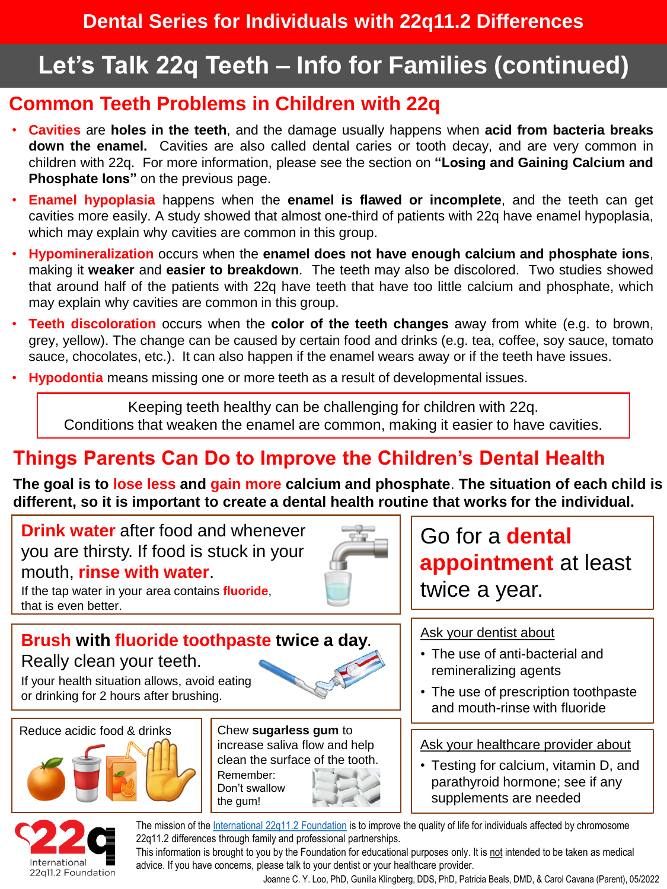# Dental Series for Individuals with 22q11.2 Differences

## Let's Talk 22q Teeth – Info for Families (continued)

## Common Teeth Problems in Children with 22q

- **Cavities** are **holes in the teeth**, and the damage usually happens when **acid from bacteria breaks down the enamel.** Cavities are also called dental caries or tooth decay, and are very common in children with 22q. For more information, please see the section on **"Losing and Gaining Calcium and Phosphate Ions"** on the previous page.
- **Enamel hypoplasia** happens when the **enamel is flawed or incomplete**, and the teeth can get cavities more easily. A study showed that almost one-third of patients with 22q have enamel hypoplasia, which may explain why cavities are common in this group.
- **Hypomineralization** occurs when the **enamel does not have enough calcium and phosphate ions**, making it **weaker** and **easier to breakdown**. The teeth may also be discolored. Two studies showed that around half of the patients with 22q have teeth that have too little calcium and phosphate, which may explain why cavities are common in this group.
- **Teeth discoloration** occurs when the **color of the teeth changes** away from white (e.g. to brown, grey, yellow). The change can be caused by certain food and drinks (e.g. tea, coffee, soy sauce, tomato sauce, chocolates, etc.). It can also happen if the enamel wears away or if the teeth have issues.
- **Hypodontia** means missing one or more teeth as a result of developmental issues.

> Keeping teeth healthy can be challenging for children with 22q.
> Conditions that weaken the enamel are common, making it easier to have cavities.

## Things Parents Can Do to Improve the Children's Dental Health

**The goal is to lose less and gain more calcium and phosphate. The situation of each child is different, so it is important to create a dental health routine that works for the individual.**

**Drink water** after food and whenever you are thirsty. If food is stuck in your mouth, **rinse with water**.

If the tap water in your area contains **fluoride**, that is even better.

**Brush with fluoride toothpaste twice a day.**
Really clean your teeth.

If your health situation allows, avoid eating or drinking for 2 hours after brushing.

Reduce acidic food & drinks

Chew **sugarless gum** to increase saliva flow and help clean the surface of the tooth.

Remember: Don't swallow the gum!

Go for a **dental appointment** at least twice a year.

Ask your dentist about

- The use of anti-bacterial and remineralizing agents
- The use of prescription toothpaste and mouth-rinse with fluoride

Ask your healthcare provider about

- Testing for calcium, vitamin D, and parathyroid hormone; see if any supplements are needed

International 22q11.2 Foundation

The mission of the International 22q11.2 Foundation is to improve the quality of life for individuals affected by chromosome 22q11.2 differences through family and professional partnerships.

This information is brought to you by the Foundation for educational purposes only. It is not intended to be taken as medical advice. If you have concerns, please talk to your dentist or your healthcare provider.

Joanne C. Y. Loo, PhD, Gunilla Klingberg, DDS, PhD, Patricia Beals, DMD, & Carol Cavana (Parent), 05/2022